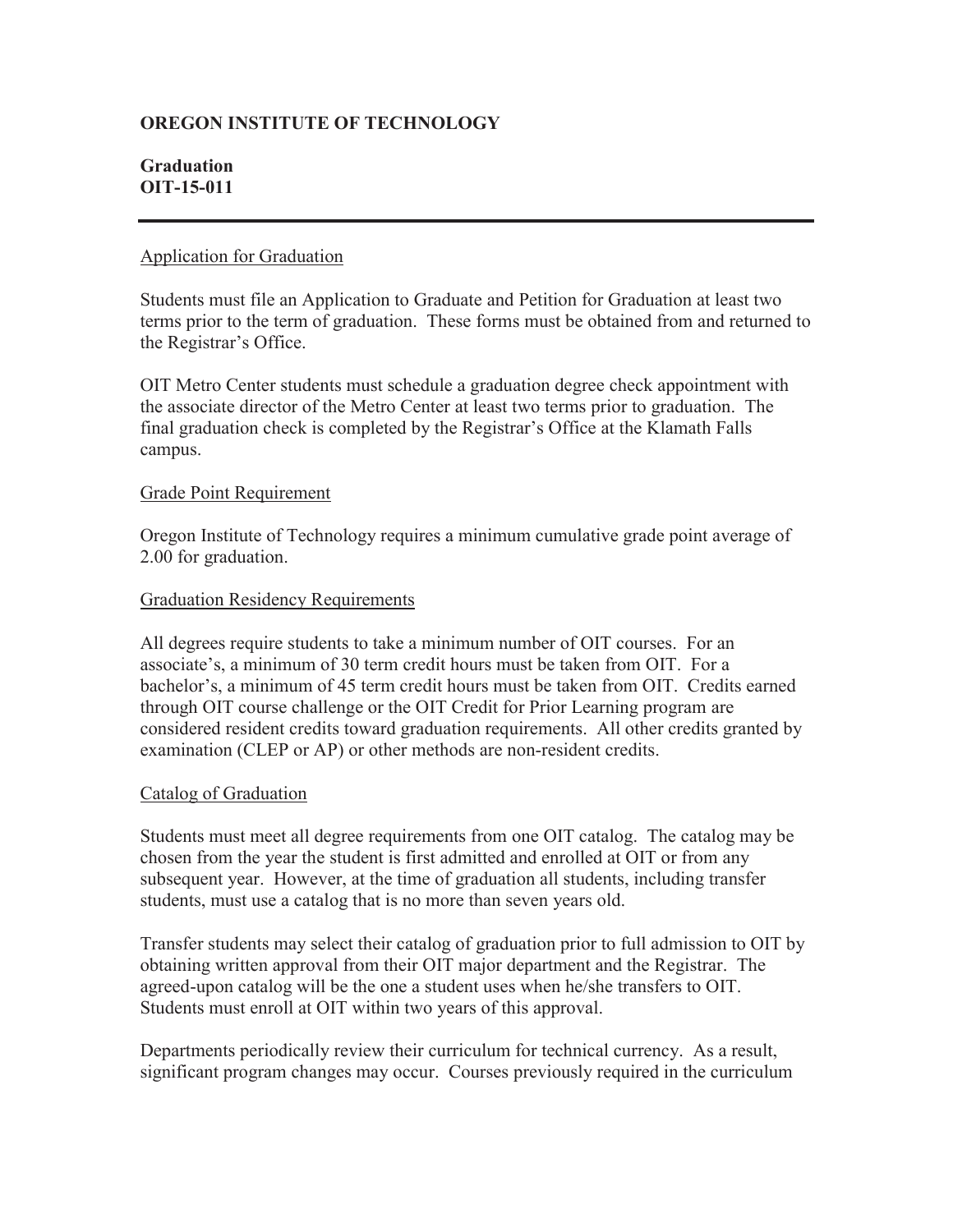**OREGON INSTITUTE OF TECHNOLOGY**

**Graduation**
**OIT-15-011**

---

Application for Graduation

Students must file an Application to Graduate and Petition for Graduation at least two terms prior to the term of graduation. These forms must be obtained from and returned to the Registrar's Office.

OIT Metro Center students must schedule a graduation degree check appointment with the associate director of the Metro Center at least two terms prior to graduation. The final graduation check is completed by the Registrar's Office at the Klamath Falls campus.

Grade Point Requirement

Oregon Institute of Technology requires a minimum cumulative grade point average of 2.00 for graduation.

Graduation Residency Requirements

All degrees require students to take a minimum number of OIT courses. For an associate's, a minimum of 30 term credit hours must be taken from OIT. For a bachelor's, a minimum of 45 term credit hours must be taken from OIT. Credits earned through OIT course challenge or the OIT Credit for Prior Learning program are considered resident credits toward graduation requirements. All other credits granted by examination (CLEP or AP) or other methods are non-resident credits.

Catalog of Graduation

Students must meet all degree requirements from one OIT catalog. The catalog may be chosen from the year the student is first admitted and enrolled at OIT or from any subsequent year. However, at the time of graduation all students, including transfer students, must use a catalog that is no more than seven years old.

Transfer students may select their catalog of graduation prior to full admission to OIT by obtaining written approval from their OIT major department and the Registrar. The agreed-upon catalog will be the one a student uses when he/she transfers to OIT. Students must enroll at OIT within two years of this approval.

Departments periodically review their curriculum for technical currency. As a result, significant program changes may occur. Courses previously required in the curriculum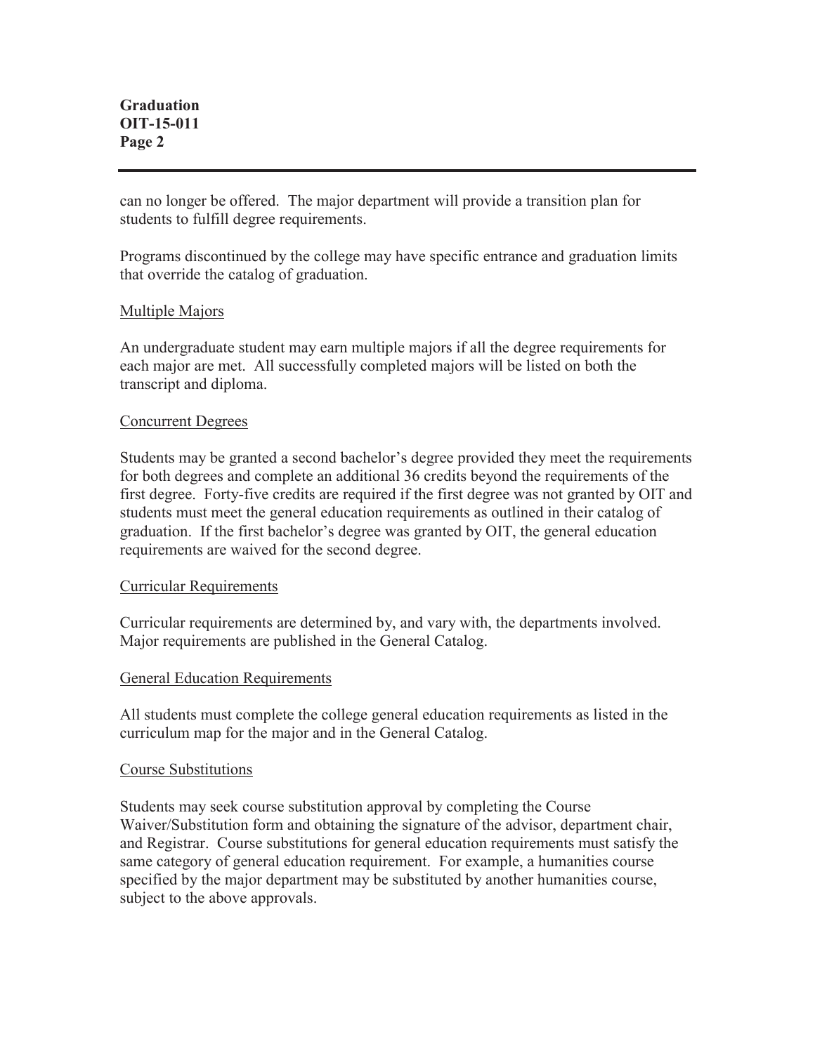can no longer be offered. The major department will provide a transition plan for students to fulfill degree requirements.

Programs discontinued by the college may have specific entrance and graduation limits that override the catalog of graduation.

## Multiple Majors

An undergraduate student may earn multiple majors if all the degree requirements for each major are met. All successfully completed majors will be listed on both the transcript and diploma.

## Concurrent Degrees

Students may be granted a second bachelor's degree provided they meet the requirements for both degrees and complete an additional 36 credits beyond the requirements of the first degree. Forty-five credits are required if the first degree was not granted by OIT and students must meet the general education requirements as outlined in their catalog of graduation. If the first bachelor's degree was granted by OIT, the general education requirements are waived for the second degree.

## Curricular Requirements

Curricular requirements are determined by, and vary with, the departments involved. Major requirements are published in the General Catalog.

## General Education Requirements

All students must complete the college general education requirements as listed in the curriculum map for the major and in the General Catalog.

## Course Substitutions

Students may seek course substitution approval by completing the Course Waiver/Substitution form and obtaining the signature of the advisor, department chair, and Registrar. Course substitutions for general education requirements must satisfy the same category of general education requirement. For example, a humanities course specified by the major department may be substituted by another humanities course, subject to the above approvals.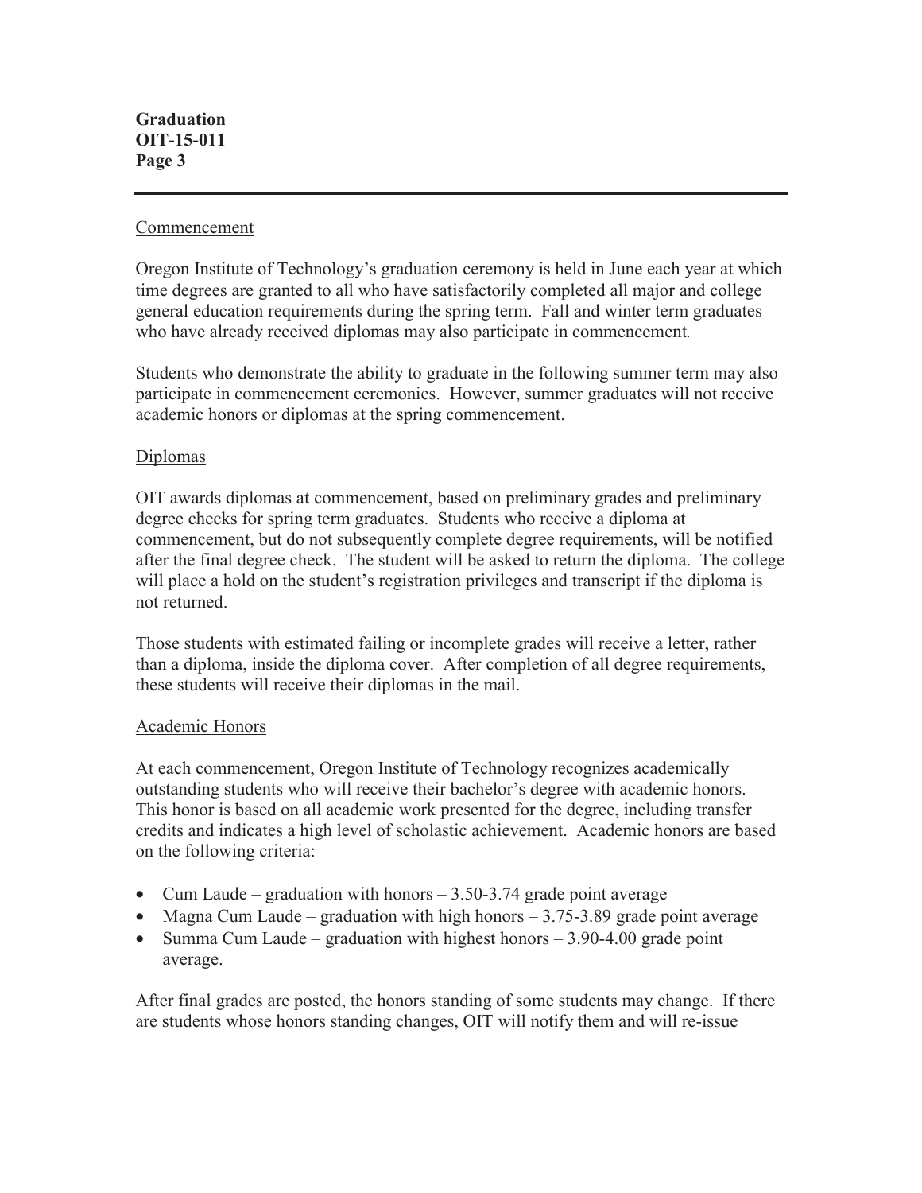## Commencement

Oregon Institute of Technology's graduation ceremony is held in June each year at which time degrees are granted to all who have satisfactorily completed all major and college general education requirements during the spring term. Fall and winter term graduates who have already received diplomas may also participate in commencement.

Students who demonstrate the ability to graduate in the following summer term may also participate in commencement ceremonies. However, summer graduates will not receive academic honors or diplomas at the spring commencement.

## Diplomas

OIT awards diplomas at commencement, based on preliminary grades and preliminary degree checks for spring term graduates. Students who receive a diploma at commencement, but do not subsequently complete degree requirements, will be notified after the final degree check. The student will be asked to return the diploma. The college will place a hold on the student's registration privileges and transcript if the diploma is not returned.

Those students with estimated failing or incomplete grades will receive a letter, rather than a diploma, inside the diploma cover. After completion of all degree requirements, these students will receive their diplomas in the mail.

## Academic Honors

At each commencement, Oregon Institute of Technology recognizes academically outstanding students who will receive their bachelor's degree with academic honors. This honor is based on all academic work presented for the degree, including transfer credits and indicates a high level of scholastic achievement. Academic honors are based on the following criteria:

- Cum Laude – graduation with honors – 3.50-3.74 grade point average
- Magna Cum Laude – graduation with high honors – 3.75-3.89 grade point average
- Summa Cum Laude – graduation with highest honors – 3.90-4.00 grade point average.

After final grades are posted, the honors standing of some students may change. If there are students whose honors standing changes, OIT will notify them and will re-issue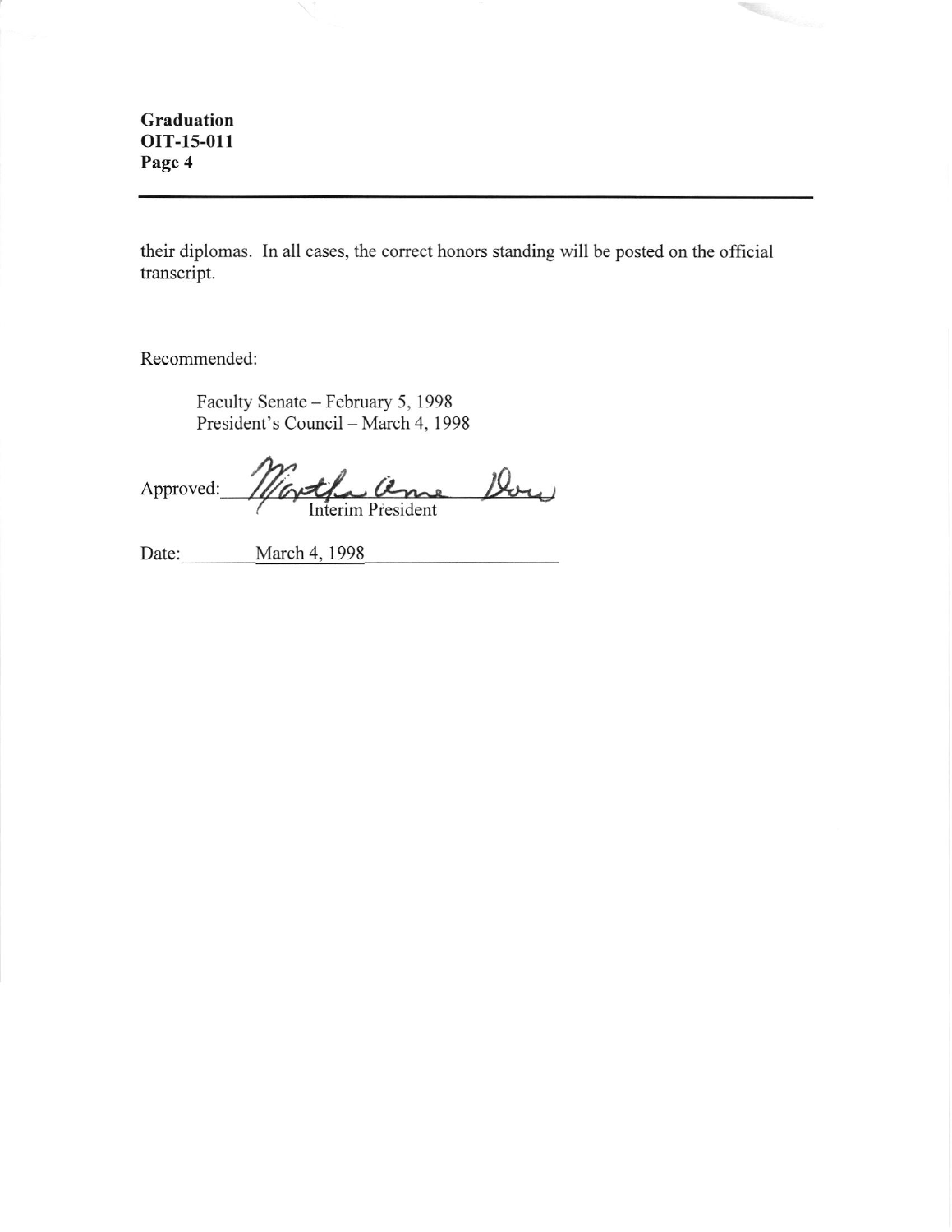their diplomas. In all cases, the correct honors standing will be posted on the official transcript.

Recommended:

Faculty Senate – February 5, 1998
President's Council – March 4, 1998

Approved: Martha Anne Dow
Interim President

Date: March 4, 1998